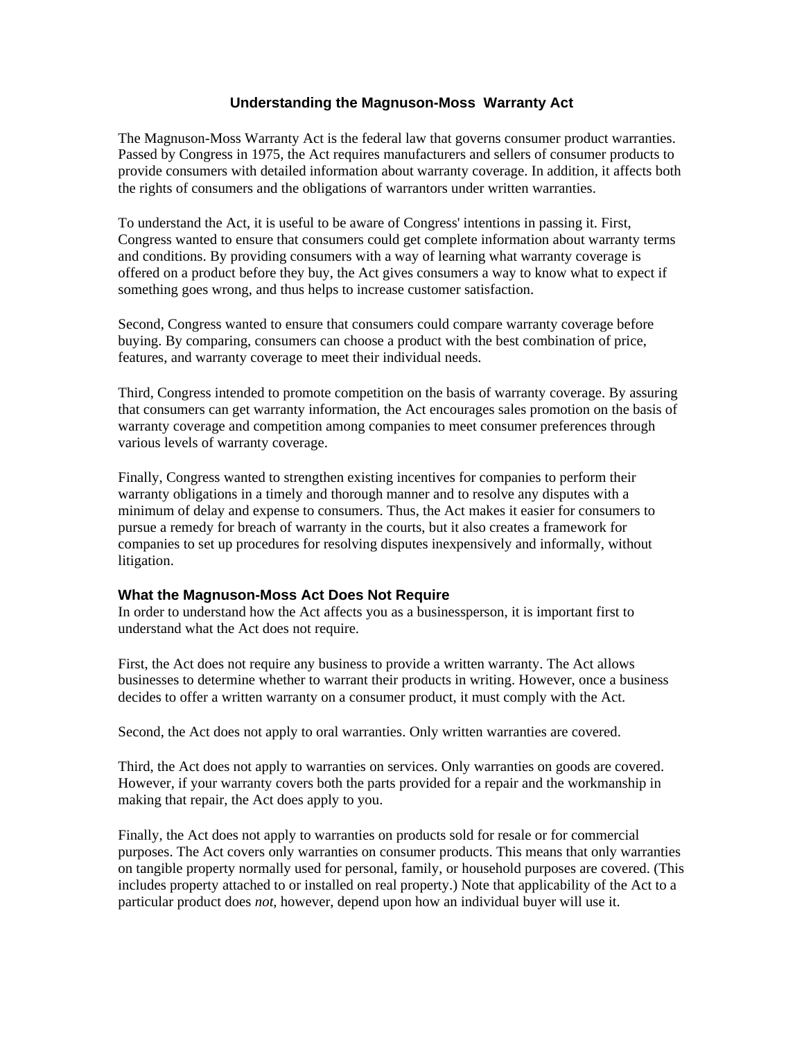# Understanding the Magnuson-Moss Warranty Act

The Magnuson-Moss Warranty Act is the federal law that governs consumer product warranties. Passed by Congress in 1975, the Act requires manufacturers and sellers of consumer products to provide consumers with detailed information about warranty coverage. In addition, it affects both the rights of consumers and the obligations of warrantors under written warranties.

To understand the Act, it is useful to be aware of Congress' intentions in passing it. First, Congress wanted to ensure that consumers could get complete information about warranty terms and conditions. By providing consumers with a way of learning what warranty coverage is offered on a product before they buy, the Act gives consumers a way to know what to expect if something goes wrong, and thus helps to increase customer satisfaction.

Second, Congress wanted to ensure that consumers could compare warranty coverage before buying. By comparing, consumers can choose a product with the best combination of price, features, and warranty coverage to meet their individual needs.

Third, Congress intended to promote competition on the basis of warranty coverage. By assuring that consumers can get warranty information, the Act encourages sales promotion on the basis of warranty coverage and competition among companies to meet consumer preferences through various levels of warranty coverage.

Finally, Congress wanted to strengthen existing incentives for companies to perform their warranty obligations in a timely and thorough manner and to resolve any disputes with a minimum of delay and expense to consumers. Thus, the Act makes it easier for consumers to pursue a remedy for breach of warranty in the courts, but it also creates a framework for companies to set up procedures for resolving disputes inexpensively and informally, without litigation.

## What the Magnuson-Moss Act Does Not Require

In order to understand how the Act affects you as a businessperson, it is important first to understand what the Act does not require.

First, the Act does not require any business to provide a written warranty. The Act allows businesses to determine whether to warrant their products in writing. However, once a business decides to offer a written warranty on a consumer product, it must comply with the Act.

Second, the Act does not apply to oral warranties. Only written warranties are covered.

Third, the Act does not apply to warranties on services. Only warranties on goods are covered. However, if your warranty covers both the parts provided for a repair and the workmanship in making that repair, the Act does apply to you.

Finally, the Act does not apply to warranties on products sold for resale or for commercial purposes. The Act covers only warranties on consumer products. This means that only warranties on tangible property normally used for personal, family, or household purposes are covered. (This includes property attached to or installed on real property.) Note that applicability of the Act to a particular product does *not,* however, depend upon how an individual buyer will use it.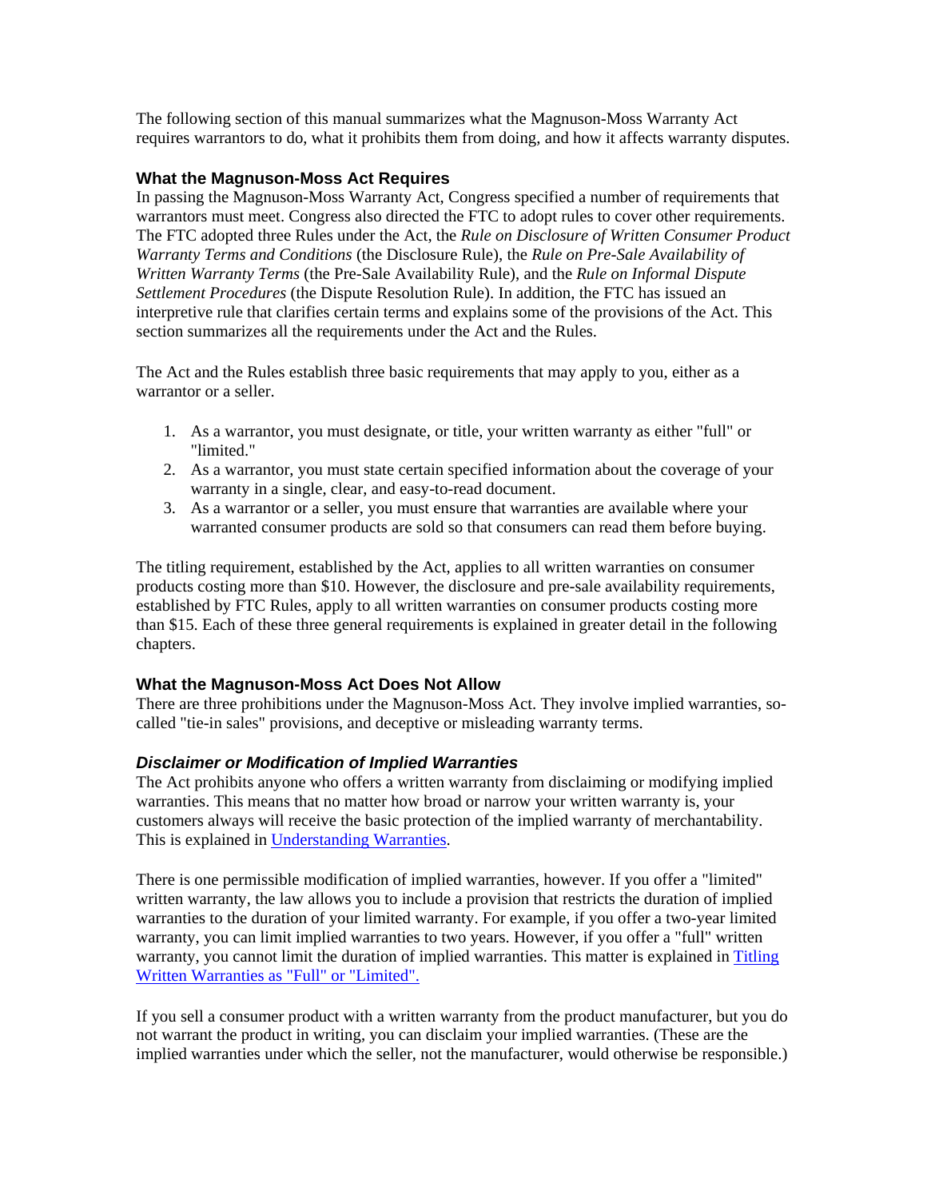The following section of this manual summarizes what the Magnuson-Moss Warranty Act requires warrantors to do, what it prohibits them from doing, and how it affects warranty disputes.

### What the Magnuson-Moss Act Requires

In passing the Magnuson-Moss Warranty Act, Congress specified a number of requirements that warrantors must meet. Congress also directed the FTC to adopt rules to cover other requirements. The FTC adopted three Rules under the Act, the *Rule on Disclosure of Written Consumer Product Warranty Terms and Conditions* (the Disclosure Rule), the *Rule on Pre-Sale Availability of Written Warranty Terms* (the Pre-Sale Availability Rule), and the *Rule on Informal Dispute Settlement Procedures* (the Dispute Resolution Rule). In addition, the FTC has issued an interpretive rule that clarifies certain terms and explains some of the provisions of the Act. This section summarizes all the requirements under the Act and the Rules.

The Act and the Rules establish three basic requirements that may apply to you, either as a warrantor or a seller.

1. As a warrantor, you must designate, or title, your written warranty as either "full" or "limited."
2. As a warrantor, you must state certain specified information about the coverage of your warranty in a single, clear, and easy-to-read document.
3. As a warrantor or a seller, you must ensure that warranties are available where your warranted consumer products are sold so that consumers can read them before buying.

The titling requirement, established by the Act, applies to all written warranties on consumer products costing more than $10. However, the disclosure and pre-sale availability requirements, established by FTC Rules, apply to all written warranties on consumer products costing more than $15. Each of these three general requirements is explained in greater detail in the following chapters.

### What the Magnuson-Moss Act Does Not Allow

There are three prohibitions under the Magnuson-Moss Act. They involve implied warranties, so-called "tie-in sales" provisions, and deceptive or misleading warranty terms.

#### *Disclaimer or Modification of Implied Warranties*

The Act prohibits anyone who offers a written warranty from disclaiming or modifying implied warranties. This means that no matter how broad or narrow your written warranty is, your customers always will receive the basic protection of the implied warranty of merchantability. This is explained in Understanding Warranties.

There is one permissible modification of implied warranties, however. If you offer a "limited" written warranty, the law allows you to include a provision that restricts the duration of implied warranties to the duration of your limited warranty. For example, if you offer a two-year limited warranty, you can limit implied warranties to two years. However, if you offer a "full" written warranty, you cannot limit the duration of implied warranties. This matter is explained in Titling Written Warranties as "Full" or "Limited".

If you sell a consumer product with a written warranty from the product manufacturer, but you do not warrant the product in writing, you can disclaim your implied warranties. (These are the implied warranties under which the seller, not the manufacturer, would otherwise be responsible.)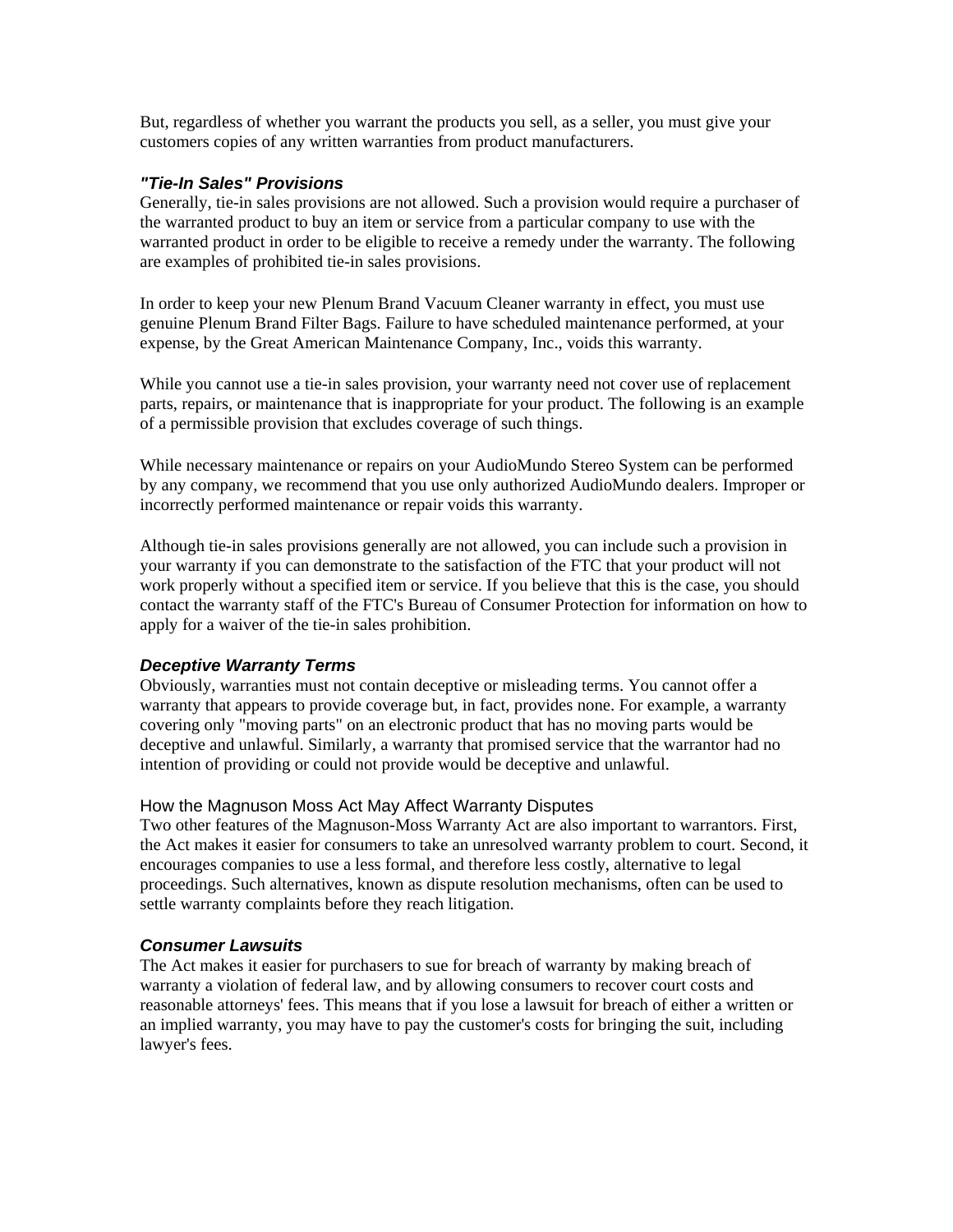But, regardless of whether you warrant the products you sell, as a seller, you must give your customers copies of any written warranties from product manufacturers.

### *"Tie-In Sales" Provisions*

Generally, tie-in sales provisions are not allowed. Such a provision would require a purchaser of the warranted product to buy an item or service from a particular company to use with the warranted product in order to be eligible to receive a remedy under the warranty. The following are examples of prohibited tie-in sales provisions.

In order to keep your new Plenum Brand Vacuum Cleaner warranty in effect, you must use genuine Plenum Brand Filter Bags. Failure to have scheduled maintenance performed, at your expense, by the Great American Maintenance Company, Inc., voids this warranty.

While you cannot use a tie-in sales provision, your warranty need not cover use of replacement parts, repairs, or maintenance that is inappropriate for your product. The following is an example of a permissible provision that excludes coverage of such things.

While necessary maintenance or repairs on your AudioMundo Stereo System can be performed by any company, we recommend that you use only authorized AudioMundo dealers. Improper or incorrectly performed maintenance or repair voids this warranty.

Although tie-in sales provisions generally are not allowed, you can include such a provision in your warranty if you can demonstrate to the satisfaction of the FTC that your product will not work properly without a specified item or service. If you believe that this is the case, you should contact the warranty staff of the FTC's Bureau of Consumer Protection for information on how to apply for a waiver of the tie-in sales prohibition.

### *Deceptive Warranty Terms*

Obviously, warranties must not contain deceptive or misleading terms. You cannot offer a warranty that appears to provide coverage but, in fact, provides none. For example, a warranty covering only "moving parts" on an electronic product that has no moving parts would be deceptive and unlawful. Similarly, a warranty that promised service that the warrantor had no intention of providing or could not provide would be deceptive and unlawful.

## How the Magnuson Moss Act May Affect Warranty Disputes

Two other features of the Magnuson-Moss Warranty Act are also important to warrantors. First, the Act makes it easier for consumers to take an unresolved warranty problem to court. Second, it encourages companies to use a less formal, and therefore less costly, alternative to legal proceedings. Such alternatives, known as dispute resolution mechanisms, often can be used to settle warranty complaints before they reach litigation.

### *Consumer Lawsuits*

The Act makes it easier for purchasers to sue for breach of warranty by making breach of warranty a violation of federal law, and by allowing consumers to recover court costs and reasonable attorneys' fees. This means that if you lose a lawsuit for breach of either a written or an implied warranty, you may have to pay the customer's costs for bringing the suit, including lawyer's fees.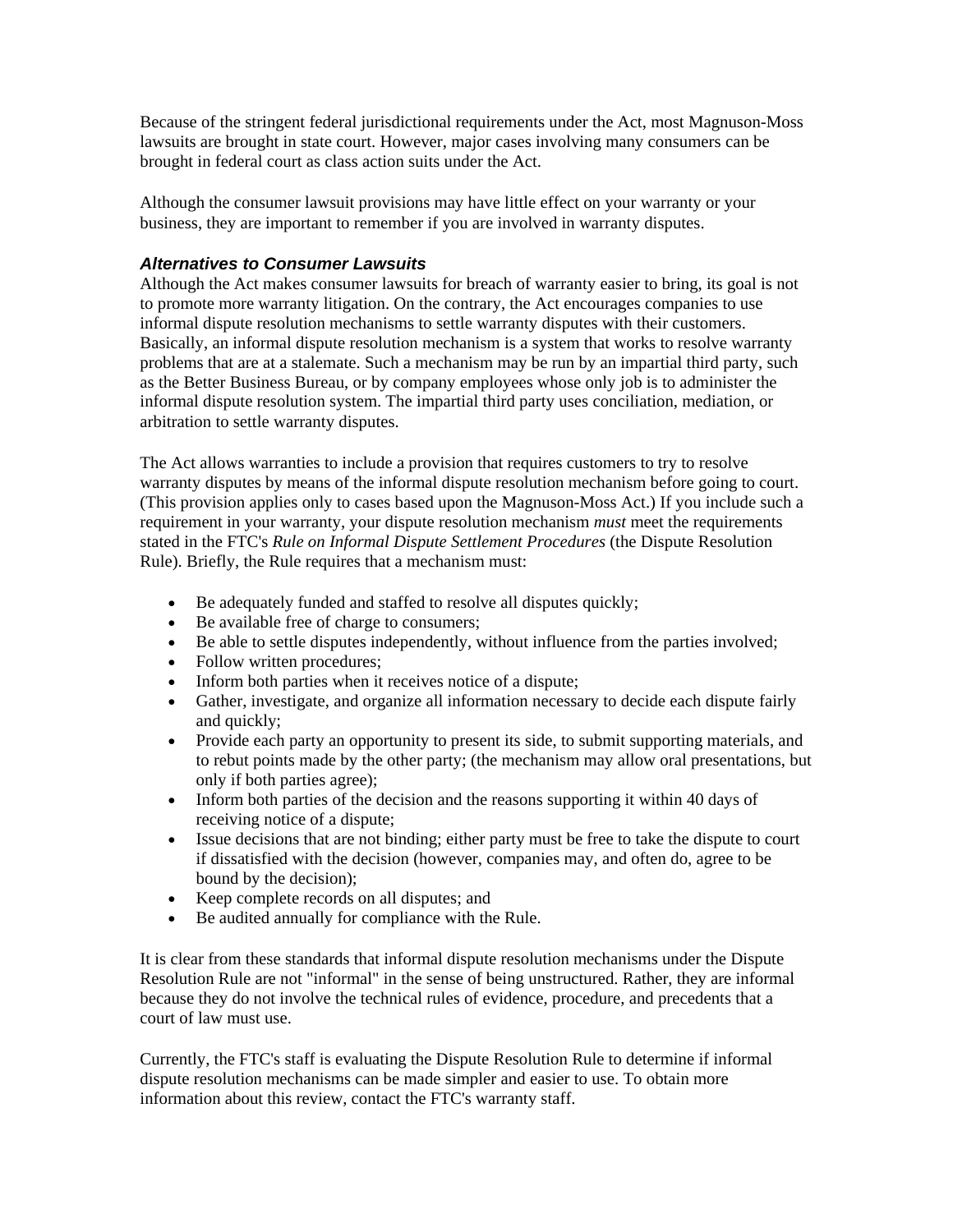Because of the stringent federal jurisdictional requirements under the Act, most Magnuson-Moss lawsuits are brought in state court. However, major cases involving many consumers can be brought in federal court as class action suits under the Act.

Although the consumer lawsuit provisions may have little effect on your warranty or your business, they are important to remember if you are involved in warranty disputes.

### *Alternatives to Consumer Lawsuits*

Although the Act makes consumer lawsuits for breach of warranty easier to bring, its goal is not to promote more warranty litigation. On the contrary, the Act encourages companies to use informal dispute resolution mechanisms to settle warranty disputes with their customers. Basically, an informal dispute resolution mechanism is a system that works to resolve warranty problems that are at a stalemate. Such a mechanism may be run by an impartial third party, such as the Better Business Bureau, or by company employees whose only job is to administer the informal dispute resolution system. The impartial third party uses conciliation, mediation, or arbitration to settle warranty disputes.

The Act allows warranties to include a provision that requires customers to try to resolve warranty disputes by means of the informal dispute resolution mechanism before going to court. (This provision applies only to cases based upon the Magnuson-Moss Act.) If you include such a requirement in your warranty, your dispute resolution mechanism *must* meet the requirements stated in the FTC's *Rule on Informal Dispute Settlement Procedures* (the Dispute Resolution Rule). Briefly, the Rule requires that a mechanism must:

- Be adequately funded and staffed to resolve all disputes quickly;
- Be available free of charge to consumers;
- Be able to settle disputes independently, without influence from the parties involved;
- Follow written procedures;
- Inform both parties when it receives notice of a dispute;
- Gather, investigate, and organize all information necessary to decide each dispute fairly and quickly;
- Provide each party an opportunity to present its side, to submit supporting materials, and to rebut points made by the other party; (the mechanism may allow oral presentations, but only if both parties agree);
- Inform both parties of the decision and the reasons supporting it within 40 days of receiving notice of a dispute;
- Issue decisions that are not binding; either party must be free to take the dispute to court if dissatisfied with the decision (however, companies may, and often do, agree to be bound by the decision);
- Keep complete records on all disputes; and
- Be audited annually for compliance with the Rule.

It is clear from these standards that informal dispute resolution mechanisms under the Dispute Resolution Rule are not "informal" in the sense of being unstructured. Rather, they are informal because they do not involve the technical rules of evidence, procedure, and precedents that a court of law must use.

Currently, the FTC's staff is evaluating the Dispute Resolution Rule to determine if informal dispute resolution mechanisms can be made simpler and easier to use. To obtain more information about this review, contact the FTC's warranty staff.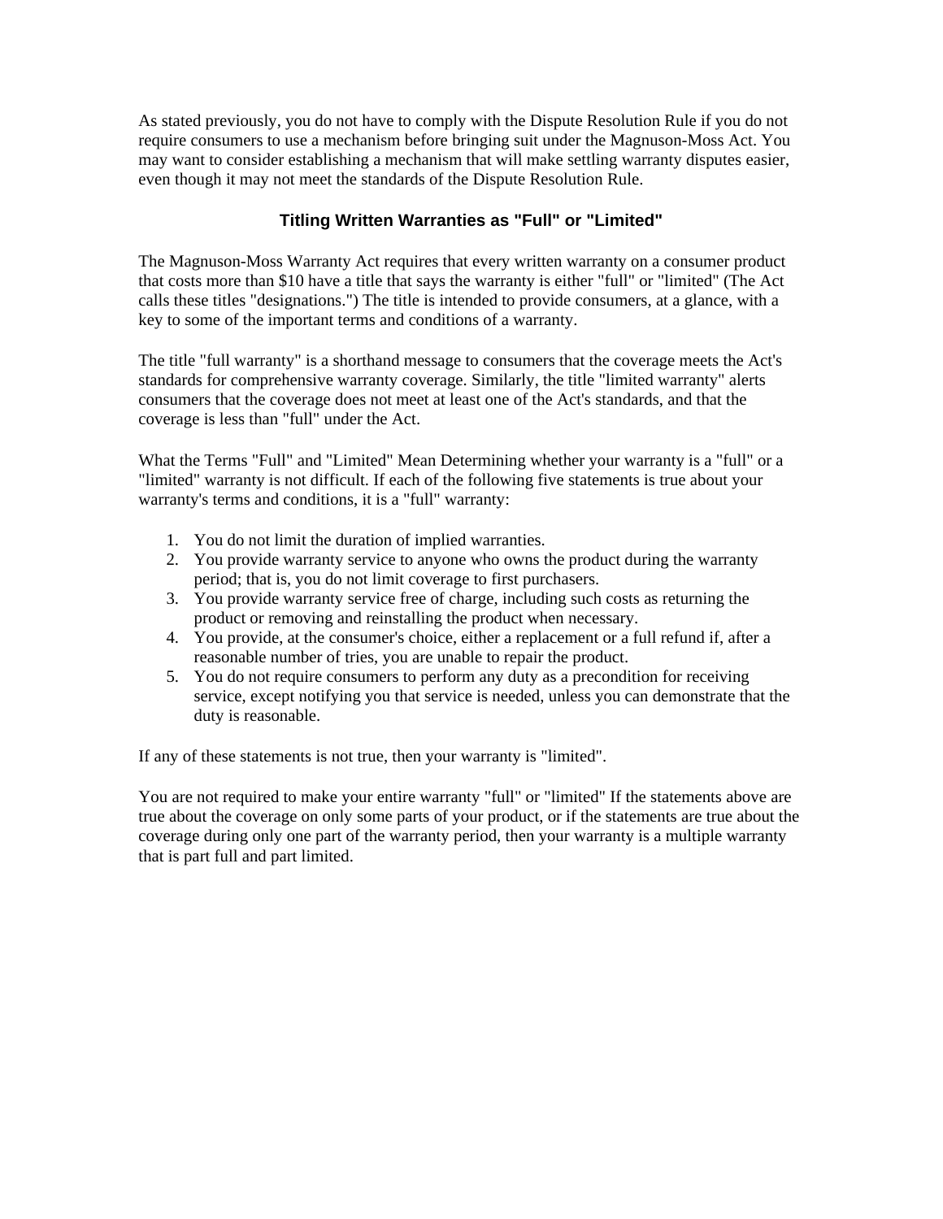As stated previously, you do not have to comply with the Dispute Resolution Rule if you do not require consumers to use a mechanism before bringing suit under the Magnuson-Moss Act. You may want to consider establishing a mechanism that will make settling warranty disputes easier, even though it may not meet the standards of the Dispute Resolution Rule.

## Titling Written Warranties as "Full" or "Limited"

The Magnuson-Moss Warranty Act requires that every written warranty on a consumer product that costs more than $10 have a title that says the warranty is either "full" or "limited" (The Act calls these titles "designations.") The title is intended to provide consumers, at a glance, with a key to some of the important terms and conditions of a warranty.

The title "full warranty" is a shorthand message to consumers that the coverage meets the Act's standards for comprehensive warranty coverage. Similarly, the title "limited warranty" alerts consumers that the coverage does not meet at least one of the Act's standards, and that the coverage is less than "full" under the Act.

What the Terms "Full" and "Limited" Mean Determining whether your warranty is a "full" or a "limited" warranty is not difficult. If each of the following five statements is true about your warranty's terms and conditions, it is a "full" warranty:

1. You do not limit the duration of implied warranties.
2. You provide warranty service to anyone who owns the product during the warranty period; that is, you do not limit coverage to first purchasers.
3. You provide warranty service free of charge, including such costs as returning the product or removing and reinstalling the product when necessary.
4. You provide, at the consumer's choice, either a replacement or a full refund if, after a reasonable number of tries, you are unable to repair the product.
5. You do not require consumers to perform any duty as a precondition for receiving service, except notifying you that service is needed, unless you can demonstrate that the duty is reasonable.

If any of these statements is not true, then your warranty is "limited".

You are not required to make your entire warranty "full" or "limited" If the statements above are true about the coverage on only some parts of your product, or if the statements are true about the coverage during only one part of the warranty period, then your warranty is a multiple warranty that is part full and part limited.